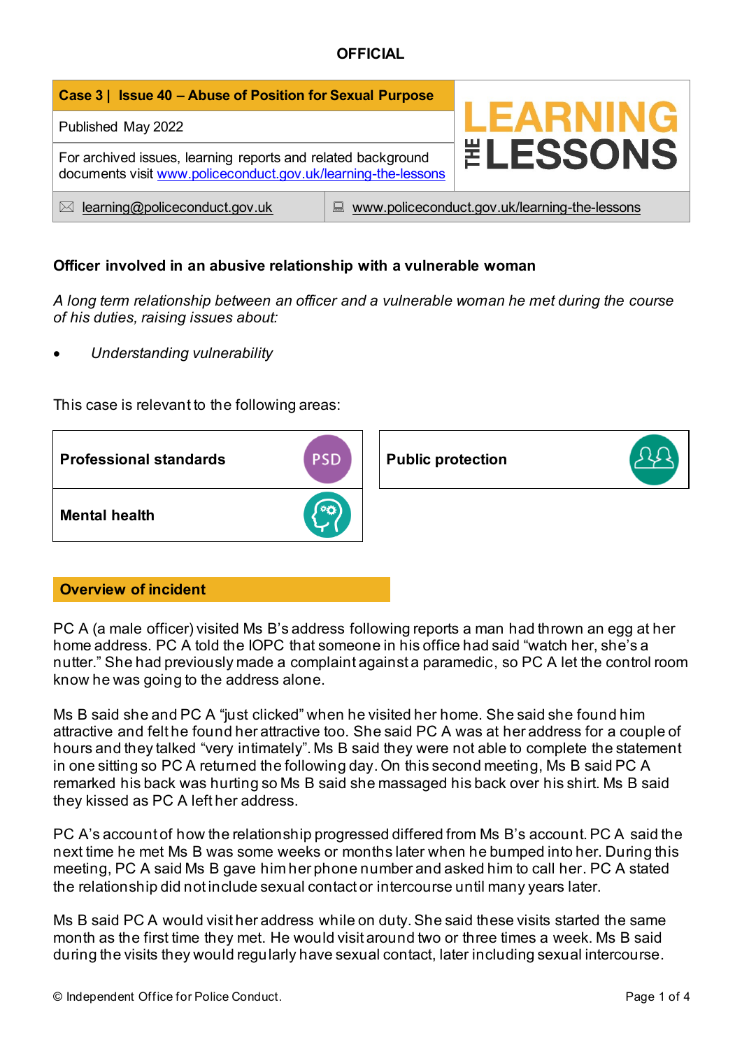**OFFICIAL**

| Case 3 \| Issue 40 – Abuse of Position for Sexual Purpose | LEARNING THE LESSONS |
|---|---|
| Published May 2022 | |
| For archived issues, learning reports and related background documents visit www.policeconduct.gov.uk/learning-the-lessons | |
| learning@policeconduct.gov.uk | www.policeconduct.gov.uk/learning-the-lessons |

## Officer involved in an abusive relationship with a vulnerable woman

*A long term relationship between an officer and a vulnerable woman he met during the course of his duties, raising issues about:*

- *Understanding vulnerability*

This case is relevant to the following areas:

| | |
|---|---|
| **Professional standards** | **Public protection** |
| **Mental health** | |

## Overview of incident

PC A (a male officer) visited Ms B's address following reports a man had thrown an egg at her home address. PC A told the IOPC that someone in his office had said "watch her, she's a nutter." She had previously made a complaint against a paramedic, so PC A let the control room know he was going to the address alone.

Ms B said she and PC A "just clicked" when he visited her home. She said she found him attractive and felt he found her attractive too. She said PC A was at her address for a couple of hours and they talked "very intimately". Ms B said they were not able to complete the statement in one sitting so PC A returned the following day. On this second meeting, Ms B said PC A remarked his back was hurting so Ms B said she massaged his back over his shirt. Ms B said they kissed as PC A left her address.

PC A's account of how the relationship progressed differed from Ms B's account. PC A said the next time he met Ms B was some weeks or months later when he bumped into her. During this meeting, PC A said Ms B gave him her phone number and asked him to call her. PC A stated the relationship did not include sexual contact or intercourse until many years later.

Ms B said PC A would visit her address while on duty. She said these visits started the same month as the first time they met. He would visit around two or three times a week. Ms B said during the visits they would regularly have sexual contact, later including sexual intercourse.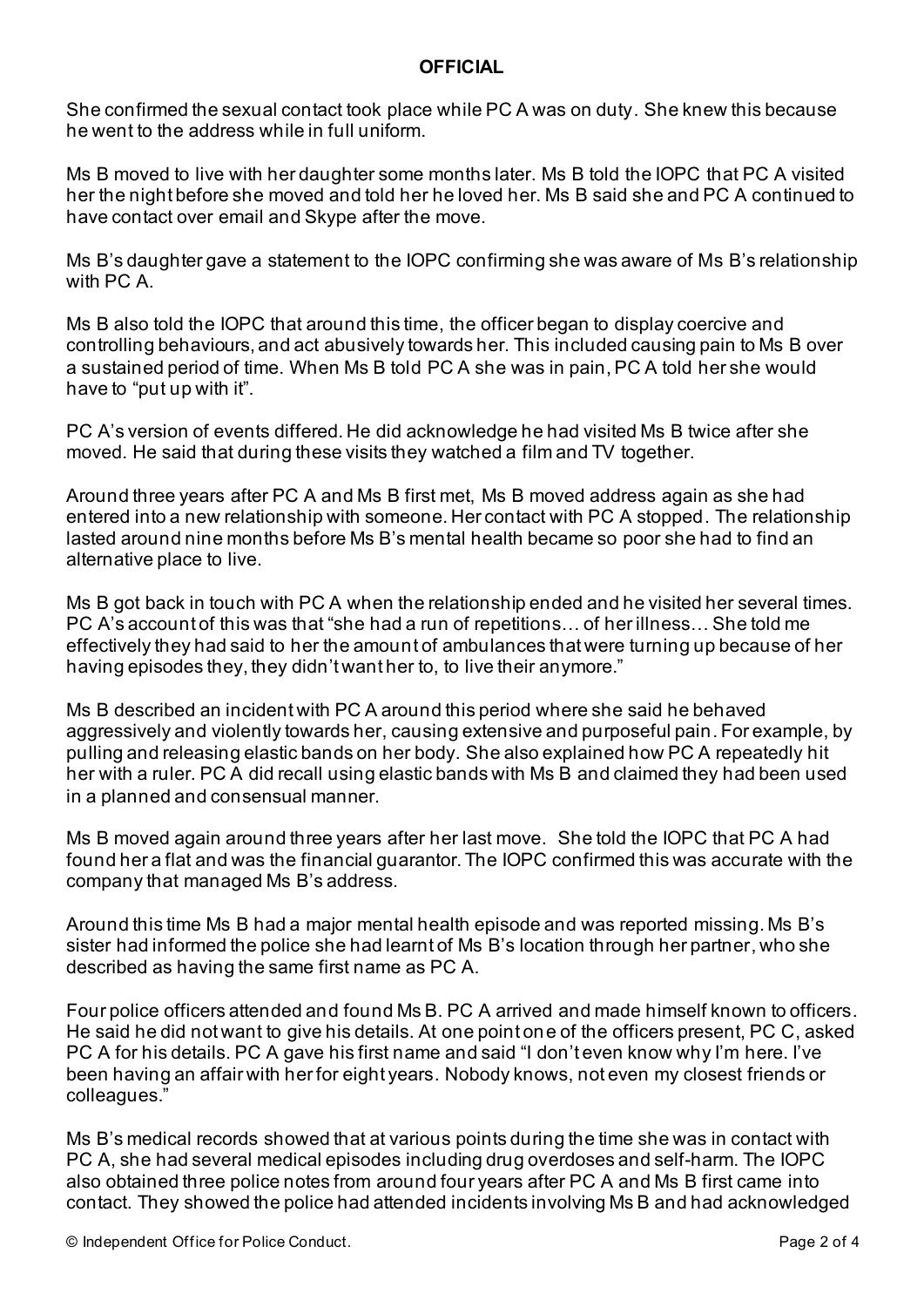She confirmed the sexual contact took place while PC A was on duty. She knew this because he went to the address while in full uniform.

Ms B moved to live with her daughter some months later. Ms B told the IOPC that PC A visited her the night before she moved and told her he loved her. Ms B said she and PC A continued to have contact over email and Skype after the move.

Ms B's daughter gave a statement to the IOPC confirming she was aware of Ms B's relationship with PC A.

Ms B also told the IOPC that around this time, the officer began to display coercive and controlling behaviours, and act abusively towards her. This included causing pain to Ms B over a sustained period of time. When Ms B told PC A she was in pain, PC A told her she would have to "put up with it".

PC A's version of events differed. He did acknowledge he had visited Ms B twice after she moved. He said that during these visits they watched a film and TV together.

Around three years after PC A and Ms B first met, Ms B moved address again as she had entered into a new relationship with someone. Her contact with PC A stopped. The relationship lasted around nine months before Ms B's mental health became so poor she had to find an alternative place to live.

Ms B got back in touch with PC A when the relationship ended and he visited her several times. PC A's account of this was that "she had a run of repetitions… of her illness… She told me effectively they had said to her the amount of ambulances that were turning up because of her having episodes they, they didn't want her to, to live their anymore."

Ms B described an incident with PC A around this period where she said he behaved aggressively and violently towards her, causing extensive and purposeful pain. For example, by pulling and releasing elastic bands on her body. She also explained how PC A repeatedly hit her with a ruler. PC A did recall using elastic bands with Ms B and claimed they had been used in a planned and consensual manner.

Ms B moved again around three years after her last move. She told the IOPC that PC A had found her a flat and was the financial guarantor. The IOPC confirmed this was accurate with the company that managed Ms B's address.

Around this time Ms B had a major mental health episode and was reported missing. Ms B's sister had informed the police she had learnt of Ms B's location through her partner, who she described as having the same first name as PC A.

Four police officers attended and found Ms B. PC A arrived and made himself known to officers. He said he did not want to give his details. At one point one of the officers present, PC C, asked PC A for his details. PC A gave his first name and said "I don't even know why I'm here. I've been having an affair with her for eight years. Nobody knows, not even my closest friends or colleagues."

Ms B's medical records showed that at various points during the time she was in contact with PC A, she had several medical episodes including drug overdoses and self-harm. The IOPC also obtained three police notes from around four years after PC A and Ms B first came into contact. They showed the police had attended incidents involving Ms B and had acknowledged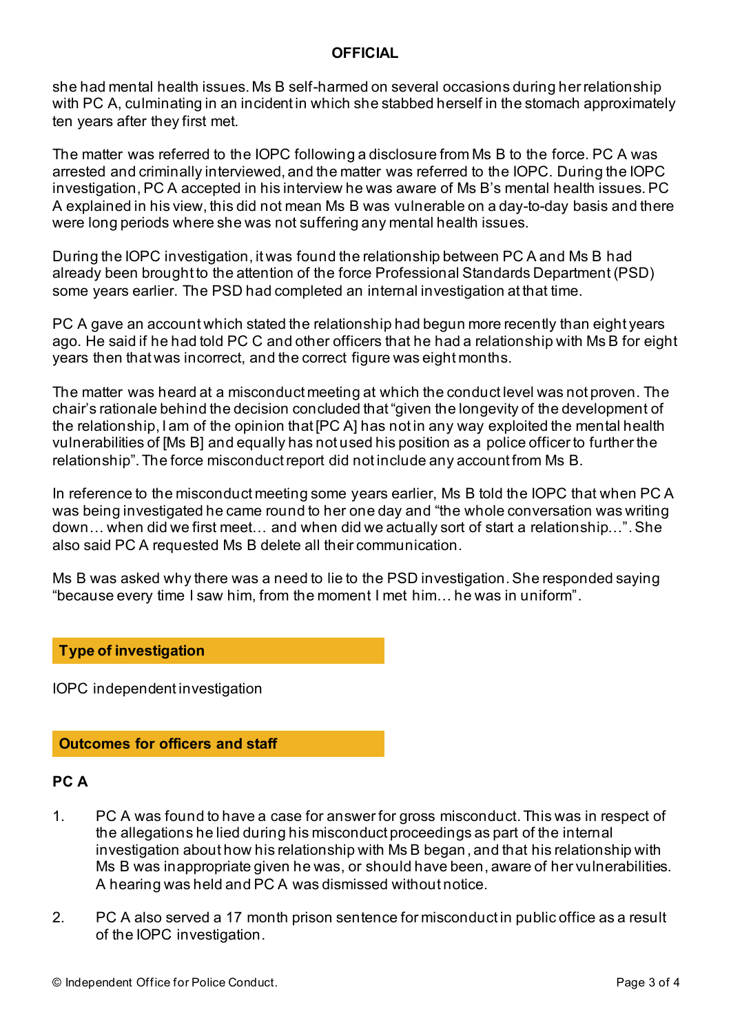she had mental health issues. Ms B self-harmed on several occasions during her relationship with PC A, culminating in an incident in which she stabbed herself in the stomach approximately ten years after they first met.

The matter was referred to the IOPC following a disclosure from Ms B to the force. PC A was arrested and criminally interviewed, and the matter was referred to the IOPC. During the IOPC investigation, PC A accepted in his interview he was aware of Ms B's mental health issues. PC A explained in his view, this did not mean Ms B was vulnerable on a day-to-day basis and there were long periods where she was not suffering any mental health issues.

During the IOPC investigation, it was found the relationship between PC A and Ms B had already been brought to the attention of the force Professional Standards Department (PSD) some years earlier. The PSD had completed an internal investigation at that time.

PC A gave an account which stated the relationship had begun more recently than eight years ago. He said if he had told PC C and other officers that he had a relationship with Ms B for eight years then that was incorrect, and the correct figure was eight months.

The matter was heard at a misconduct meeting at which the conduct level was not proven. The chair's rationale behind the decision concluded that "given the longevity of the development of the relationship, I am of the opinion that [PC A] has not in any way exploited the mental health vulnerabilities of [Ms B] and equally has not used his position as a police officer to further the relationship". The force misconduct report did not include any account from Ms B.

In reference to the misconduct meeting some years earlier, Ms B told the IOPC that when PC A was being investigated he came round to her one day and "the whole conversation was writing down… when did we first meet… and when did we actually sort of start a relationship…". She also said PC A requested Ms B delete all their communication.

Ms B was asked why there was a need to lie to the PSD investigation. She responded saying "because every time I saw him, from the moment I met him… he was in uniform".

## Type of investigation

IOPC independent investigation

## Outcomes for officers and staff

### PC A

1. PC A was found to have a case for answer for gross misconduct. This was in respect of the allegations he lied during his misconduct proceedings as part of the internal investigation about how his relationship with Ms B began, and that his relationship with Ms B was inappropriate given he was, or should have been, aware of her vulnerabilities. A hearing was held and PC A was dismissed without notice.

2. PC A also served a 17 month prison sentence for misconduct in public office as a result of the IOPC investigation.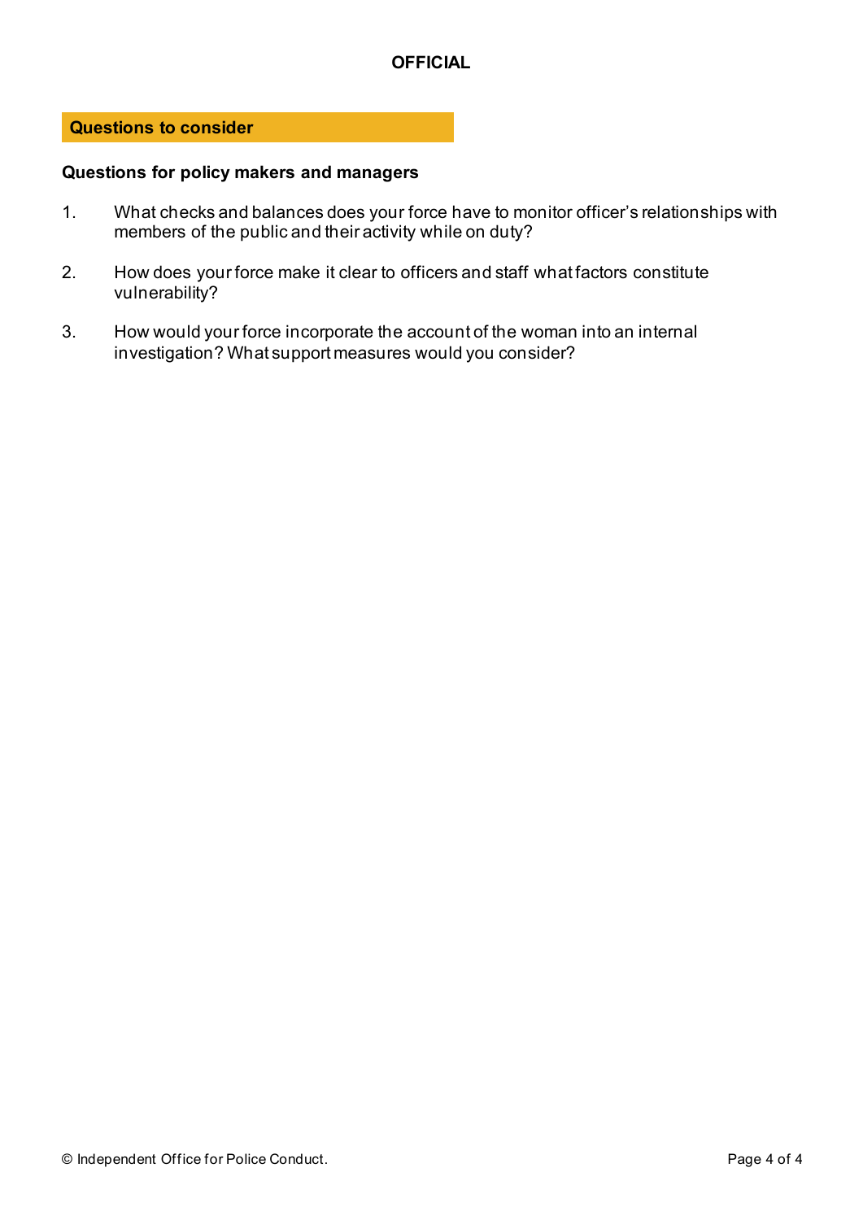## Questions to consider

### Questions for policy makers and managers

1. What checks and balances does your force have to monitor officer's relationships with members of the public and their activity while on duty?

2. How does your force make it clear to officers and staff what factors constitute vulnerability?

3. How would your force incorporate the account of the woman into an internal investigation? What support measures would you consider?

© Independent Office for Police Conduct.